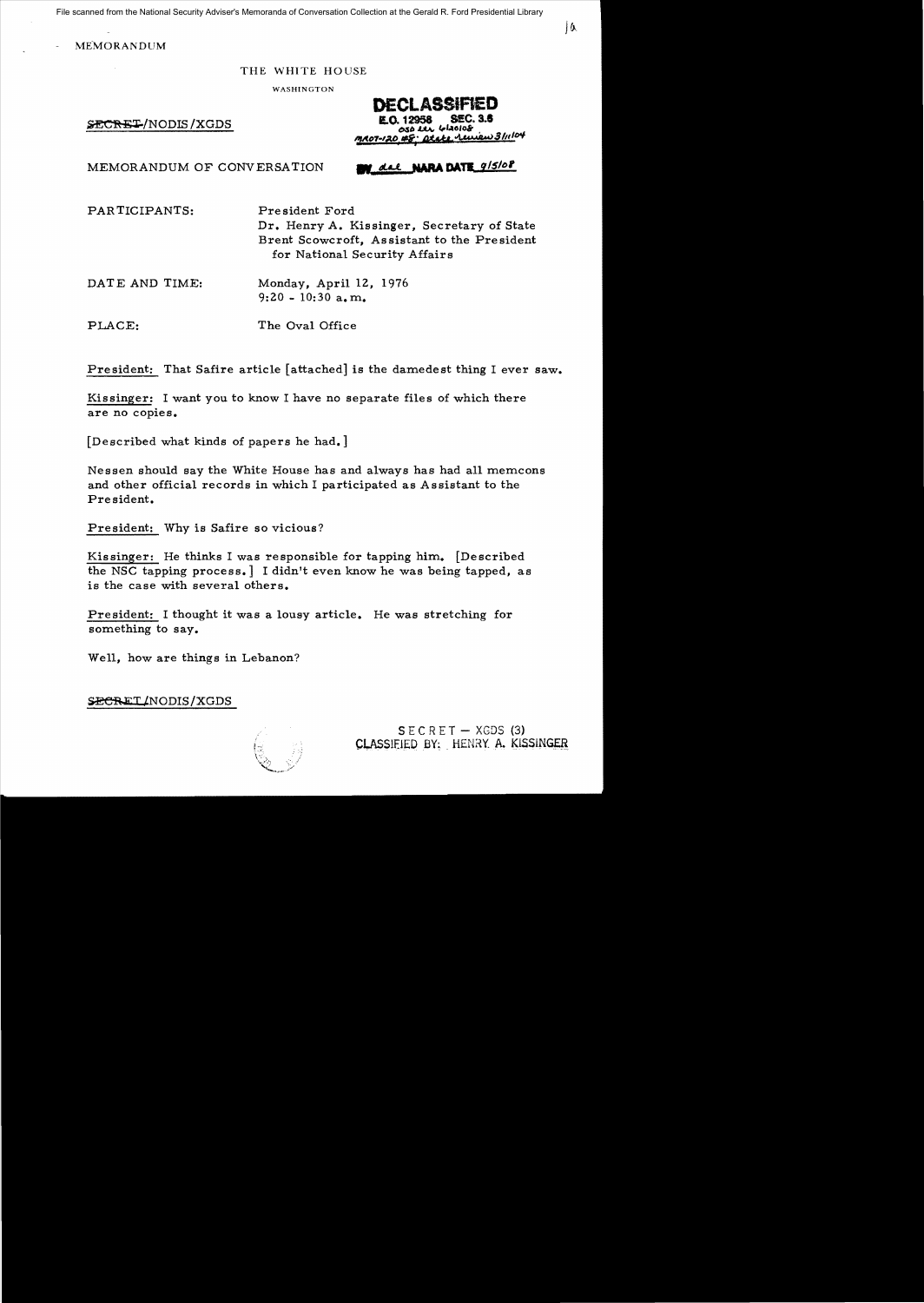File scanned from the National Security Adviser's Memoranda of Conversation Collection at the Gerald R. Ford Presidential Library

MEMORANDUM

THE WHITE HOUSE

WASHINGTON

SECRET/NODIS/XGDS

DECLASSIFIED
E.O. 12958 SEC. 3.6
OSD ltr 6/20/08
MR07-120 #8; State review 3/11/04

MEMORANDUM OF CONVERSATION

BY dal NARA DATE 9/5/08

PARTICIPANTS: President Ford
Dr. Henry A. Kissinger, Secretary of State
Brent Scowcroft, Assistant to the President for National Security Affairs

DATE AND TIME: Monday, April 12, 1976
9:20 - 10:30 a.m.

PLACE: The Oval Office

President: That Safire article [attached] is the damedest thing I ever saw.

Kissinger: I want you to know I have no separate files of which there are no copies.

[Described what kinds of papers he had.]

Nessen should say the White House has and always has had all memcons and other official records in which I participated as Assistant to the President.

President: Why is Safire so vicious?

Kissinger: He thinks I was responsible for tapping him. [Described the NSC tapping process.] I didn't even know he was being tapped, as is the case with several others.

President: I thought it was a lousy article. He was stretching for something to say.

Well, how are things in Lebanon?

SECRET/NODIS/XGDS

SECRET – XGDS (3)
CLASSIFIED BY: HENRY A. KISSINGER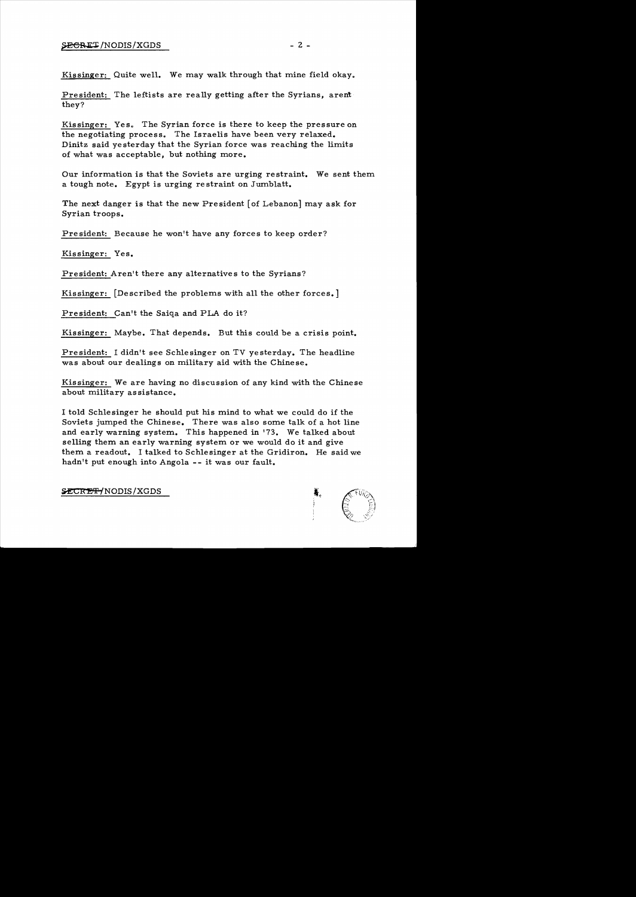Kissinger: Quite well. We may walk through that mine field okay.

President: The leftists are really getting after the Syrians, arent they?

Kissinger: Yes. The Syrian force is there to keep the pressure on the negotiating process. The Israelis have been very relaxed. Dinitz said yesterday that the Syrian force was reaching the limits of what was acceptable, but nothing more.

Our information is that the Soviets are urging restraint. We sent them a tough note. Egypt is urging restraint on Jumblatt.

The next danger is that the new President [of Lebanon] may ask for Syrian troops.

President: Because he won't have any forces to keep order?

Kissinger: Yes.

President: Aren't there any alternatives to the Syrians?

Kissinger: [Described the problems with all the other forces.]

President: Can't the Saiqa and PLA do it?

Kissinger: Maybe. That depends. But this could be a crisis point.

President: I didn't see Schlesinger on TV yesterday. The headline was about our dealings on military aid with the Chinese.

Kissinger: We are having no discussion of any kind with the Chinese about military assistance.

I told Schlesinger he should put his mind to what we could do if the Soviets jumped the Chinese. There was also some talk of a hot line and early warning system. This happened in '73. We talked about selling them an early warning system or we would do it and give them a readout. I talked to Schlesinger at the Gridiron. He said we hadn't put enough into Angola -- it was our fault.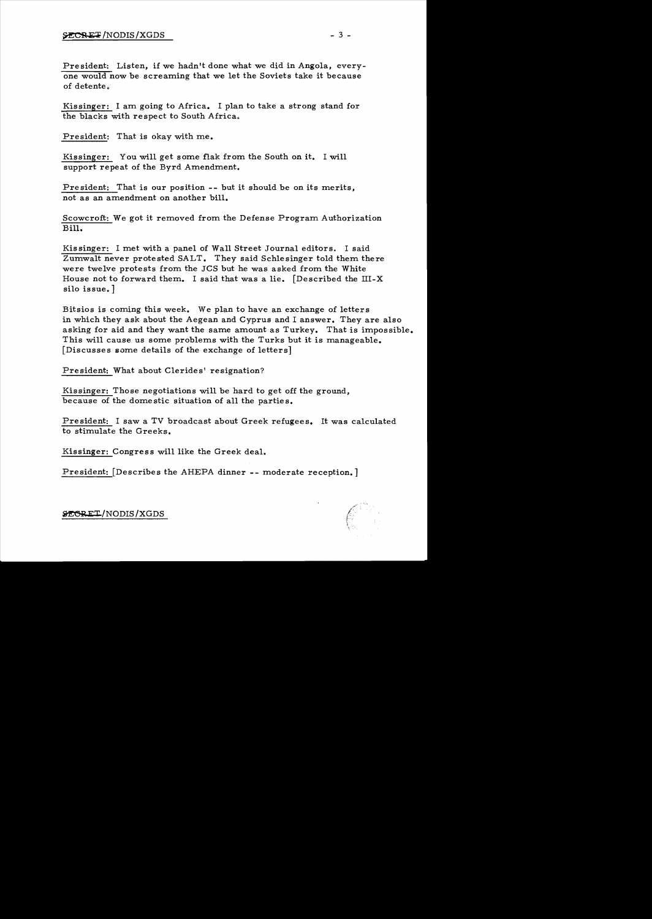President: Listen, if we hadn't done what we did in Angola, everyone would now be screaming that we let the Soviets take it because of detente.

Kissinger: I am going to Africa. I plan to take a strong stand for the blacks with respect to South Africa.

President: That is okay with me.

Kissinger: You will get some flak from the South on it. I will support repeat of the Byrd Amendment.

President: That is our position -- but it should be on its merits, not as an amendment on another bill.

Scowcroft: We got it removed from the Defense Program Authorization Bill.

Kissinger: I met with a panel of Wall Street Journal editors. I said Zumwalt never protested SALT. They said Schlesinger told them there were twelve protests from the JCS but he was asked from the White House not to forward them. I said that was a lie. [Described the III-X silo issue.]

Bitsios is coming this week. We plan to have an exchange of letters in which they ask about the Aegean and Cyprus and I answer. They are also asking for aid and they want the same amount as Turkey. That is impossible. This will cause us some problems with the Turks but it is manageable. [Discusses some details of the exchange of letters]

President: What about Clerides' resignation?

Kissinger: Those negotiations will be hard to get off the ground, because of the domestic situation of all the parties.

President: I saw a TV broadcast about Greek refugees. It was calculated to stimulate the Greeks.

Kissinger: Congress will like the Greek deal.

President: [Describes the AHEPA dinner -- moderate reception.]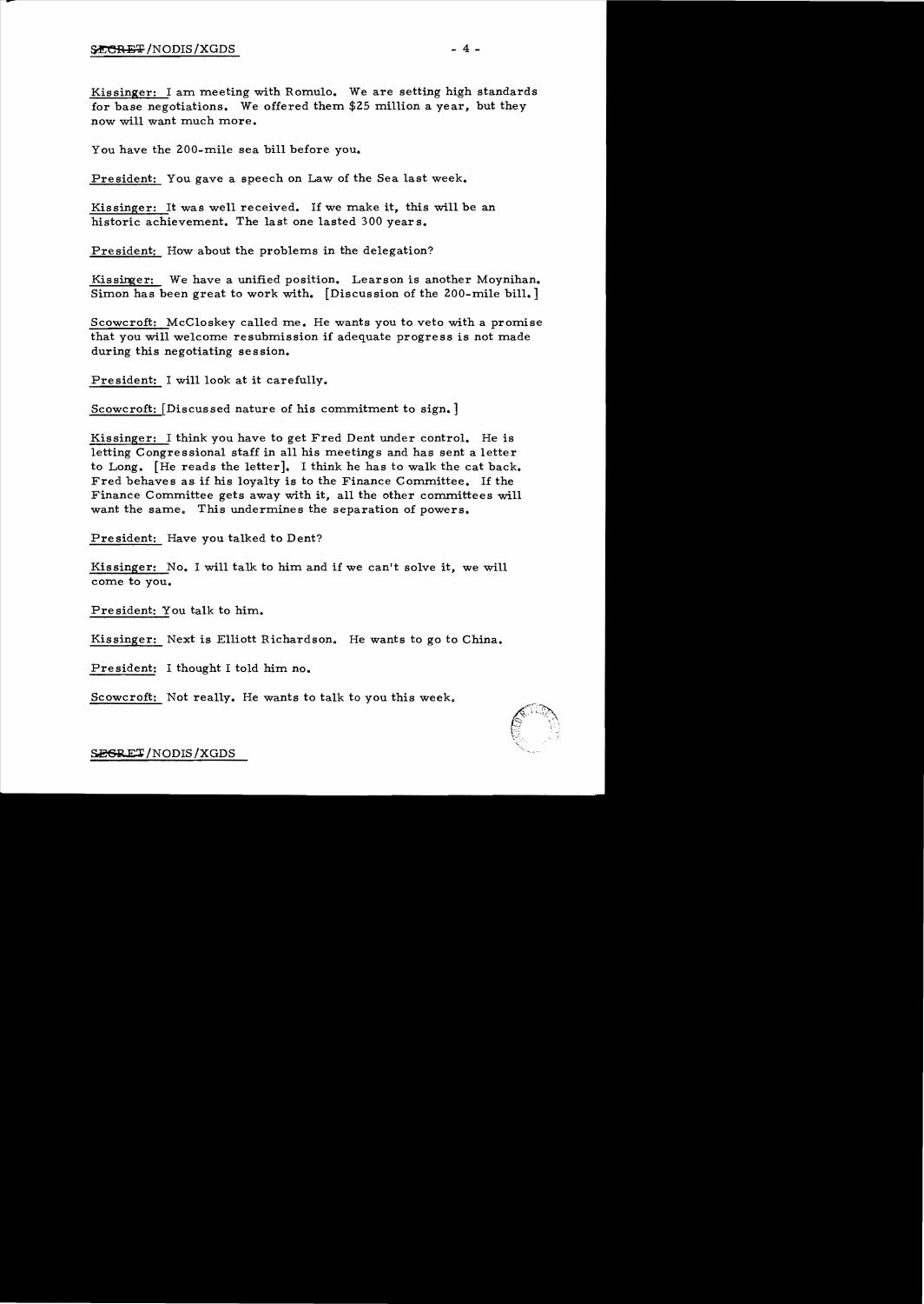Kissinger: I am meeting with Romulo. We are setting high standards for base negotiations. We offered them $25 million a year, but they now will want much more.

You have the 200-mile sea bill before you.

President: You gave a speech on Law of the Sea last week.

Kissinger: It was well received. If we make it, this will be an historic achievement. The last one lasted 300 years.

President: How about the problems in the delegation?

Kissinger: We have a unified position. Learson is another Moynihan. Simon has been great to work with. [Discussion of the 200-mile bill.]

Scowcroft: McCloskey called me. He wants you to veto with a promise that you will welcome resubmission if adequate progress is not made during this negotiating session.

President: I will look at it carefully.

Scowcroft: [Discussed nature of his commitment to sign.]

Kissinger: I think you have to get Fred Dent under control. He is letting Congressional staff in all his meetings and has sent a letter to Long. [He reads the letter]. I think he has to walk the cat back. Fred behaves as if his loyalty is to the Finance Committee. If the Finance Committee gets away with it, all the other committees will want the same. This undermines the separation of powers.

President: Have you talked to Dent?

Kissinger: No. I will talk to him and if we can't solve it, we will come to you.

President: You talk to him.

Kissinger: Next is Elliott Richardson. He wants to go to China.

President: I thought I told him no.

Scowcroft: Not really. He wants to talk to you this week.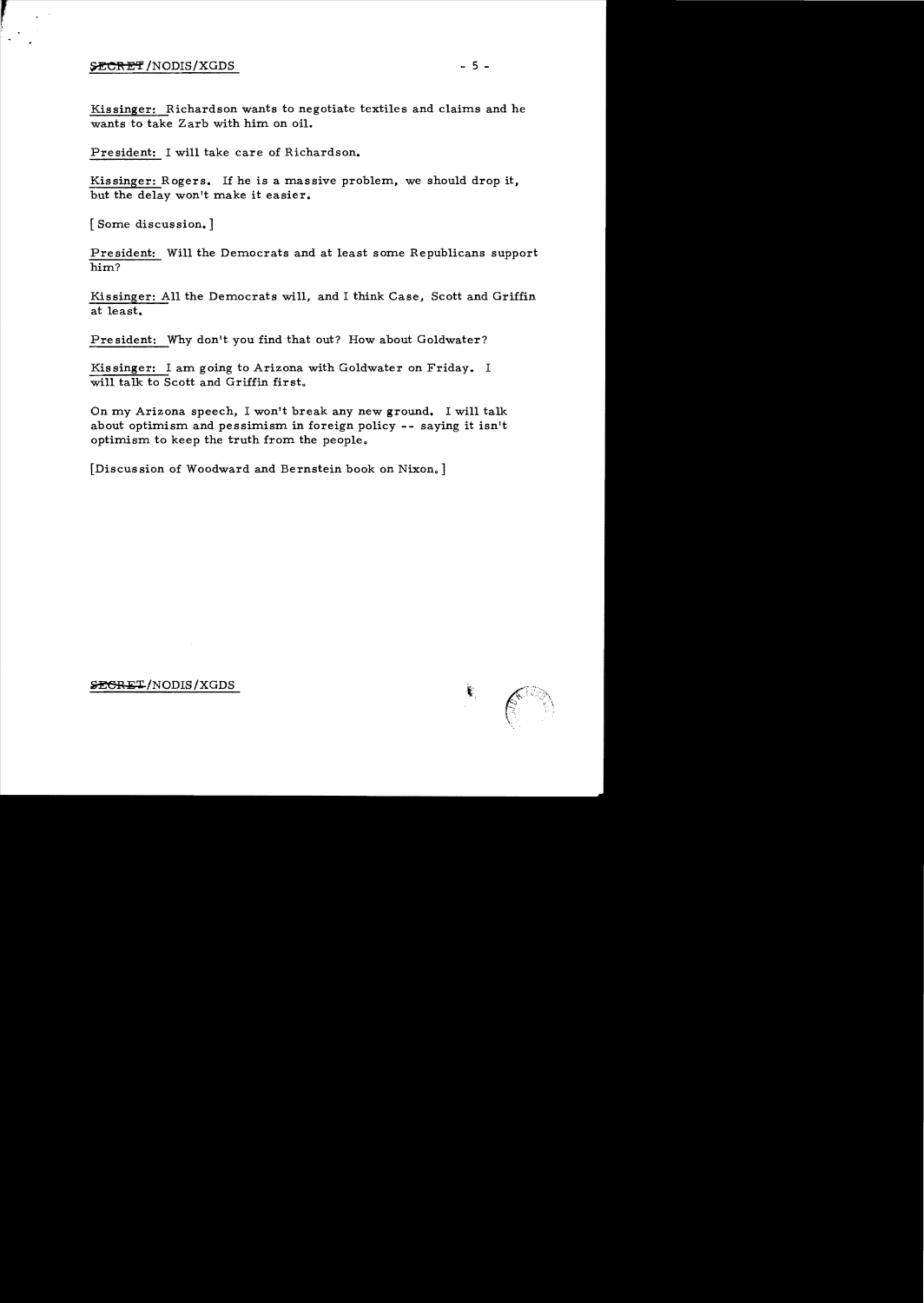Kissinger: Richardson wants to negotiate textiles and claims and he wants to take Zarb with him on oil.

President: I will take care of Richardson.

Kissinger: Rogers. If he is a massive problem, we should drop it, but the delay won't make it easier.

[Some discussion.]

President: Will the Democrats and at least some Republicans support him?

Kissinger: All the Democrats will, and I think Case, Scott and Griffin at least.

President: Why don't you find that out? How about Goldwater?

Kissinger: I am going to Arizona with Goldwater on Friday. I will talk to Scott and Griffin first.

On my Arizona speech, I won't break any new ground. I will talk about optimism and pessimism in foreign policy -- saying it isn't optimism to keep the truth from the people.

[Discussion of Woodward and Bernstein book on Nixon.]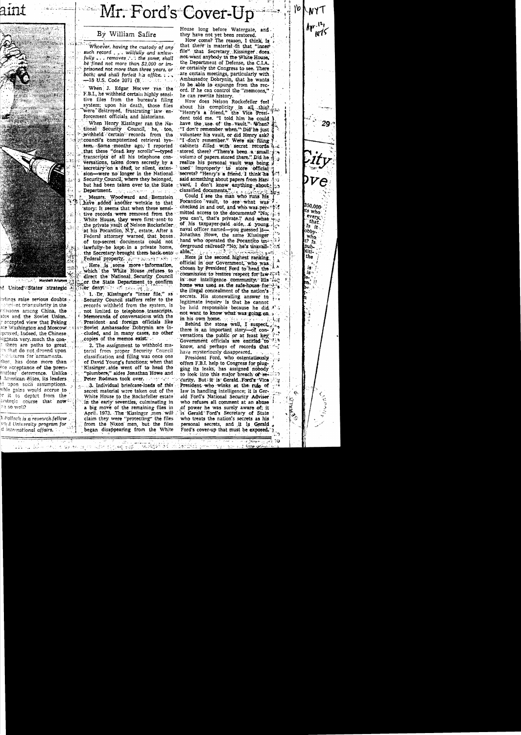# Mr. Ford's Cover-Up

By William Safire

*Whoever, having the custody of any such record . . . willfully and unlawfully . . . removes . . . the same, shall be fined not more than $2,000 or imprisoned not more than three years, or both; and shall forfeit his office. . . .*
—18 U.S. Code 2071 (B)

When J. Edgar Hoover ran the F.B.I., he withheld certain highly sensitive files from the bureau's filing system; upon his death, those files were destroyed, frustrating law enforcement officials and historians.

When Henry Kissinger ran the National Security Council, he, too, withheld certain records from the council's computerized retrieval system. Some months ago, I reported that these "dead key scrolls"—typed transcripts of all his telephone conversations, taken down secretly by a secretary on a dead, or silent, extension—were no longer in the National Security Council, where they belonged, but had been taken over to the State Department.

Messrs. Woodward and Bernstein have added another wrinkle to that story: It seems that when these sensitive records were removed from the White House, they were first sent to the private vault of Nelson Rockefeller at his Pocantico, N.Y., estate. After a Federal attorney warned that boxes of top-secret documents could not lawfully be kept in a private home, the Secretary brought them back onto Federal property.

Here is some more information, which the White House refuses to direct the National Security Council or the State Department to confirm or deny:

1. Dr. Kissinger's "inner file," as Security Council staffers refer to the records withheld from the system, is not limited to telephone transcripts. Memoranda of conversations with the President and foreign officials like Soviet Ambassador Dobrynin are included, and in many cases, no other copies of the memos exist.

2. The assignment to withhold material from proper Security Council classification and filing was once one of David Young's functions; when that Kissinger aide went off to head the "plumbers," aides Jonathan Howe and Peter Rodman took over.

3. Individual briefcase-loads of this secret material were taken out of the White House to the Rockefeller estate in the early seventies, culminating in a big move of the remaining files in April, 1973. The Kissinger men will claim they were "protecting" the files from the Nixon men, but the files began disappearing from the White House long before Watergate, and they have not yet been restored.

How come? The reason, I think, is that there is material in that "inner file" that Secretary Kissinger does not want anybody in the White House, the Department of Defense, the C.I.A. or certainly the Congress to see. There are certain meetings, particularly with Ambassador Dobrynin, that he wants to be able to expunge from the record. If he can control the "memcons," he can rewrite history.

How does Nelson Rockefeller feel about his complicity in all this? "Henry's a friend," the Vice President told me. "I told him he could have the use of the vault." When? "I don't remember when." Did he just volunteer his vault, or did Henry ask? "I don't remember." Were six filing cabinets filled with secret records stored there? "There's been a small volume of papers stored there." Did he realize his personal vault was being used improperly to store official secrets? "Henry's a friend. I think he said something about papers from Harvard, I don't know anything about classified documents."

Could I see the man who runs his Pocantico vault, to see what was checked in and out, and who was permitted access to the documents? "No, you can't, that's private." And what of his taxpayer-paid aide, a young naval officer named—you guessed it—Jonathan Howe, the same Kissinger hand who operated the Pocantico underground railroad? "No, he's unavailable."

Here is the second highest ranking official in our Government, who was chosen by President Ford to head the commission to restore respect for law in our intelligence community. His home was used as the safe-house for the illegal concealment of the nation's secrets. His stonewalling answer to legitimate inquiry is that he cannot be held responsible because he did not want to know what was going on in his own home.

Behind the stone wall, I suspect, there is an important story—of conversations the public or at least key Government officials are entitled to know, and perhaps of records that have mysteriously disappeared.

President Ford, who ostentatiously offers F.B.I. help to Congress for plugging its leaks, has assigned nobody to look into this major breach of security. But it is Gerald Ford's Vice President who winks at the rule of law in handling intelligence; it is Gerald Ford's National Security Adviser who refuses all comment at an abuse of power he was surely aware of; it is Gerald Ford's Secretary of State who treats the nation's secrets as his personal secrets, and it is Gerald Ford's cover-up that must be exposed.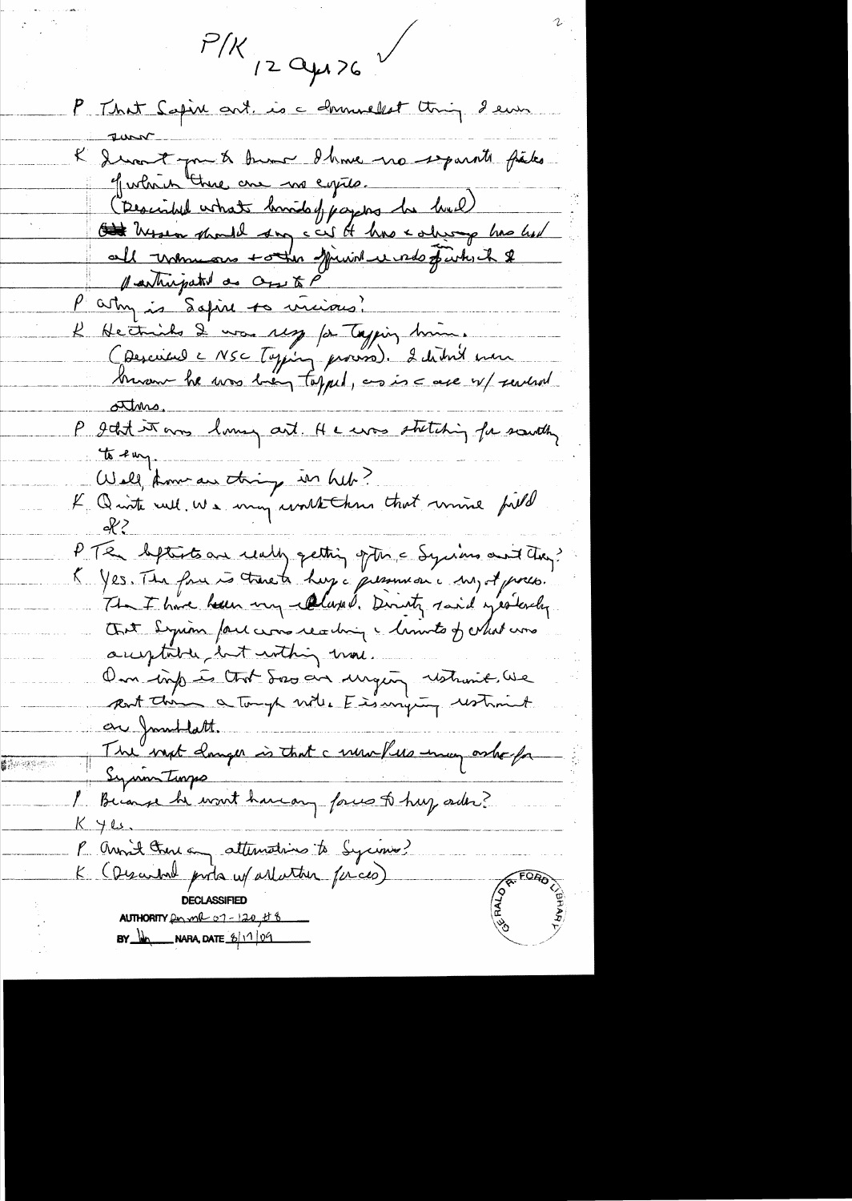P/K 12 Apr 76 ✓

P That Safire art. is the dumbest thing I ever saw.

K I want you to know I have no separate files of which there are no copies.
(Described what kinds of papers he had)
Nessen should say the US has always had all memcons & other official records of which I participated as Asst to P

P Why is Safire so vicious?

K He thinks I was resp for tapping him.
(Described the NSC tapping process). I didn't even know he was being tapped, as is the case w/ several others.

P I thot it was lousy art. He was stretching for something to say.
Well, how are things in Leb?

K Quite well. We may work thru that minefield.

P The leftists are really getting off the Syrians aren't they?

K Yes. The fear is there to keep the pressure & mtg of forces.
Then I have been very pleased. Dinitz said yesterday that Syrian forces were reaching the limits of what was acceptable, but nothing more.
Our info is that Asad are urging restraint. We sent them a tough note. Eis urging restraint on Jumblatt.
The next danger is that the new Pres may ask for Syrian Troops

P Because he won't have any forces to keep order?

K Yes.

P Aren't there any alternatives to Syrians?

K (Described probs w/ alternative forces)

DECLASSIFIED
AUTHORITY per MR 07-120, #8
BY [initials] NARA, DATE 8/17/09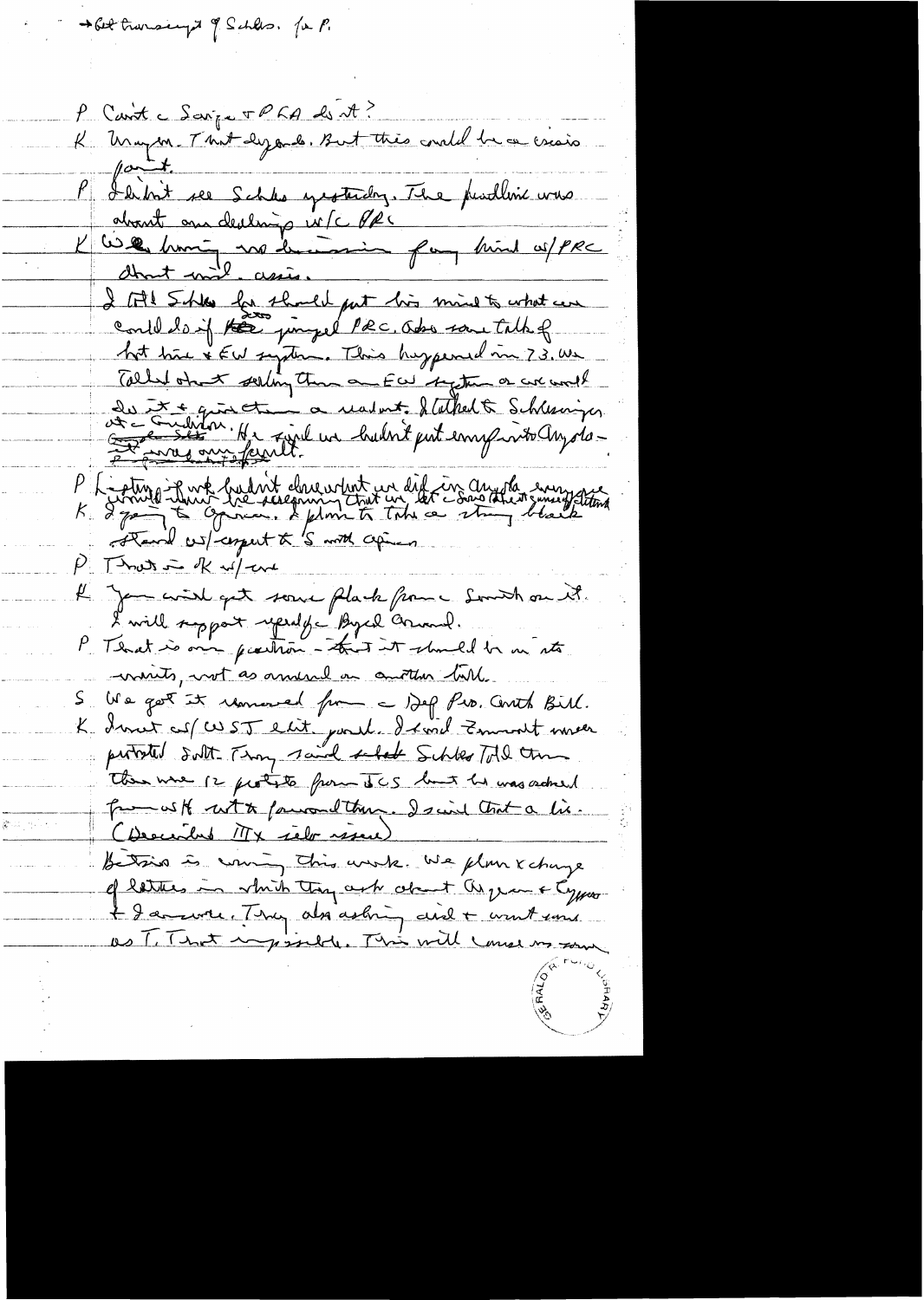→ Get transcript of Schles. for P.

P Can't a Saigon & PLA do it?

K Maybe. That depends. But this could be a crisis point.

P I didn't see Schles yesterday. The problem was about our dealings w/ PRC

K We have no discussion of any kind w/ PRC about mil. assis.

I told Schles he should put his mind to what we could do if PRC jumped PRC. Also some talk of hot line & EW system. This happened in 73. We talked about selling them an EW system or we would do it & give them a radar. I talked to Schlesinger at a Sunday. He said we hadn't put anything into Anyda - it was my fault.

P Letting it out hadn't done what we did in Angola...

K I go to Ogarkov. I plan to take a strong stand w/ respect to S with Ogarkov

P That is OK w/ me

K You will get some flack from Smith on it. I will support your Byrd Amend.

P That is our position - that it should be on its merits, not as amend on another bill.

S We got it removed from Def Pro. Auth Bill.

K Innet w/ WSJ edit. board. I said Zumwalt never protested SALT. They said that Schles told them there were 12 protests from JCS but he was ordered from WH not to forward them. I said that a lie. (Described IIx silo issue)

Betrie is doing this work. We plan exchange of letters in which they ask about Cuba & Cyprus & I answer. They also asking aid & want same as T. That impossible. This will cause no ...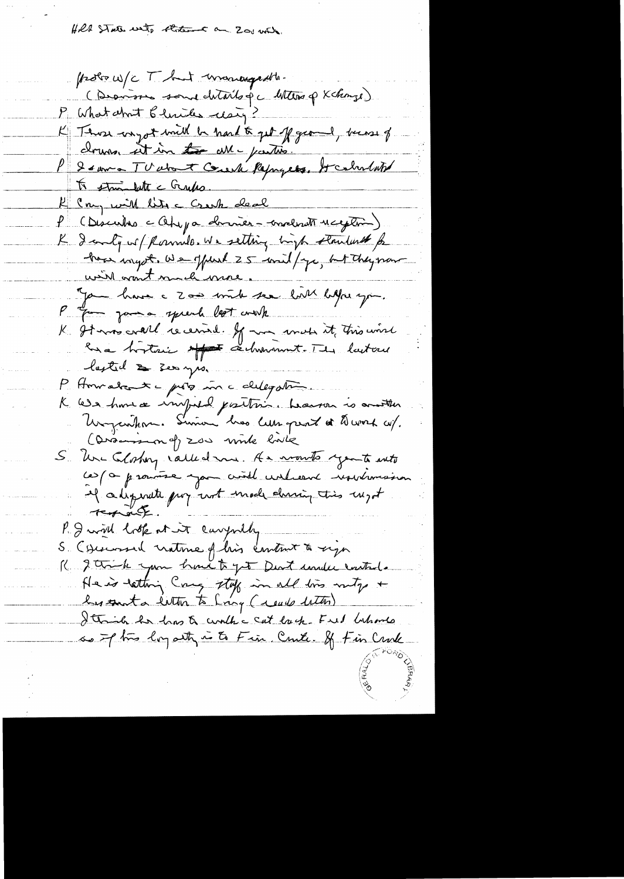Hill State unto statement on 200 mile.

[Prob?] w/c T but unmanageable.
(Discussion some details of c letters of Xchange)

P What about 6 miles essay?

K Those myst will be hard to get off ground, because of drama it in [the] all - parties.

P I saw a TV about Greek Refugees. It calculated to stimulate c Greeks.

K Cong will like c Greek deal

P (Describes c Ahepa dinner - enthusiastic reception)

K I [can't] w/ Romulo. We setting high standard for base myst. We offered 25 mil/yr, but they now will want much more.

You have c 200 mile sea law before you.

P You gave a speech last week

K It was well received. If we make it, this will be a historic [effort] achievement. The last one lasted 2 300 yrs.

P How about c pros in c delegation.

K We have a unified position. Learson is another Wyethoff. Simon has been great to work w/.
(Discussion of 200 mile law)

S Mr. Closkey called me. He wants you to veto w/ a promise you will welcome resubmission if adequate prog not made during this negot [round].

P I will look at it carefully

S (Discussed nature of his content to sign

K I think you have to get Dent under control. He is letting Cong staff in all his mtgs + has sent a letter to Long (reads letter)
I think he has to walk c cat back. Fred believes so if his loyalty is to Fin. Cmte. If Fin Cmte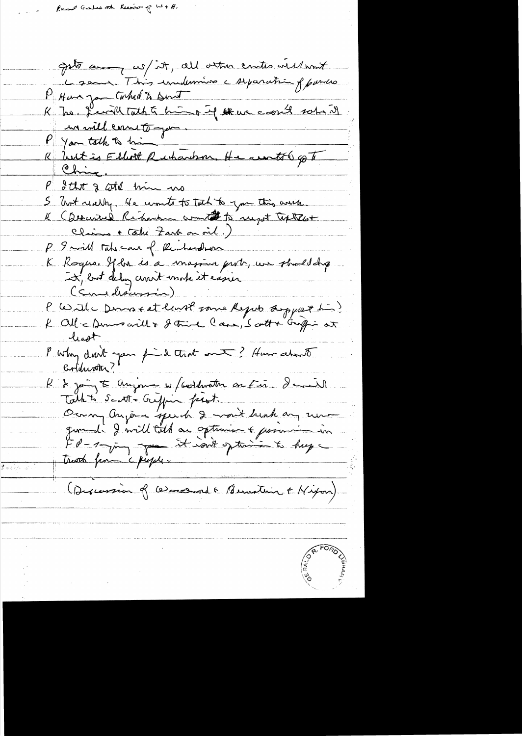Read Gulas with Kissinger of W + B.

gets away w/ it, all other cntries will want c same. This undermines c separation of powers

P Have you talked to Dent

K No. I will talk to him & if we can't solve it we will come to you.

P You talk to him

K Next is Elliott Richardson. He wants to go to China.

P I thot I told him no

S Not really. He wants to talk to you this week.

K (Described Richardson wants to reject Tipton claims & take Zark on oil.)

P I will take care of Richardson

K Rogers. If he is a massive prob, we should drop it, but delay won't make it easier (Some discussion)

P Will c Dems & at least some Repubs support him?

K All c Dems will & I think Case, Scott & Griffin at least

P Why don't you find that out? How about Goldwater?

K I going to Arizona w/ Goldwater on Fri. I will talk to Scott & Griffin first.

Overnight Arizona speech I won't break any new ground. I will talk on optimism & pessimism in FP - saying you it isn't optimism to keep c truth from c people.

(Discussion of Woodward & Bernstein & Nixon)